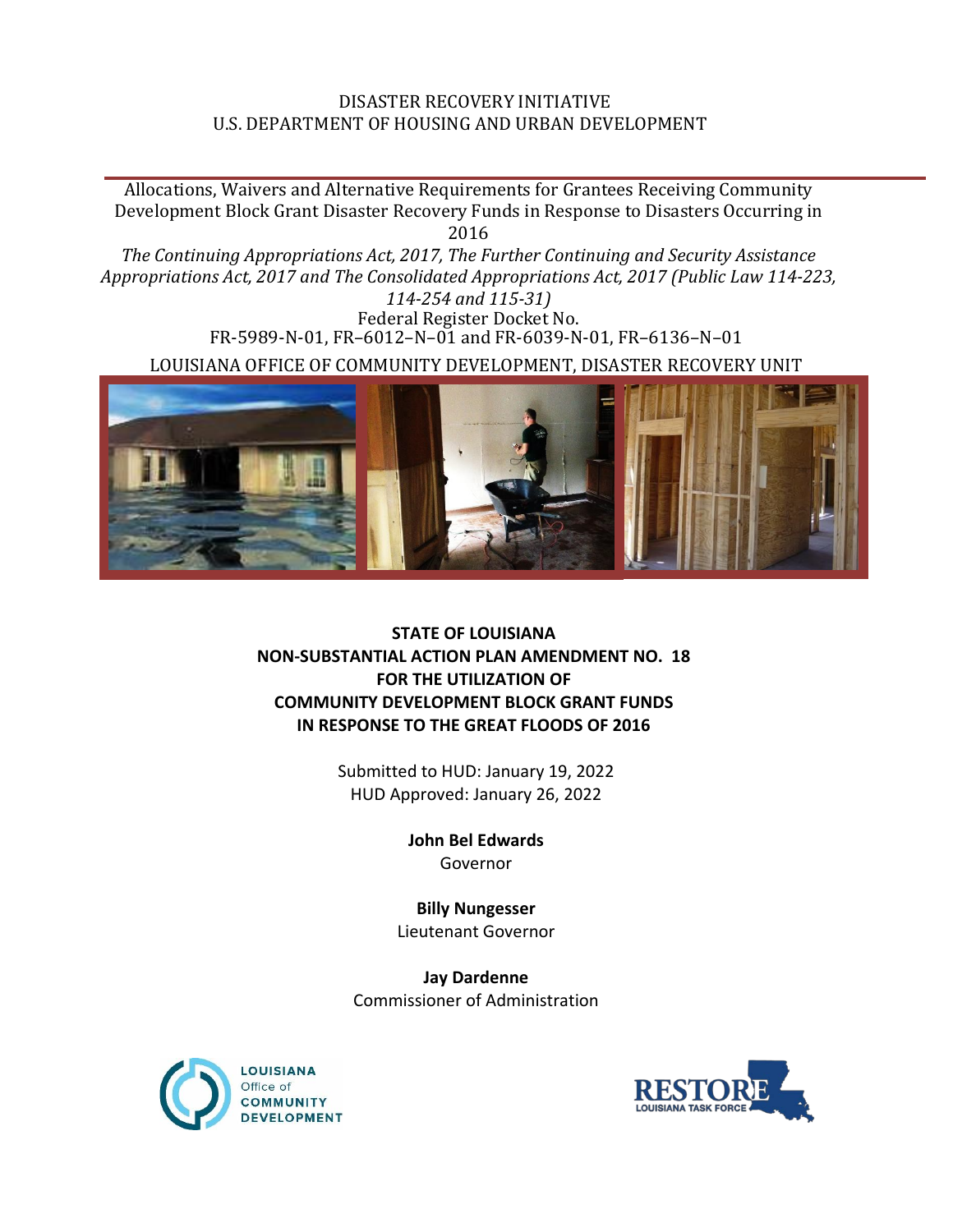DISASTER RECOVERY INITIATIVE
U.S. DEPARTMENT OF HOUSING AND URBAN DEVELOPMENT

Allocations, Waivers and Alternative Requirements for Grantees Receiving Community Development Block Grant Disaster Recovery Funds in Response to Disasters Occurring in 2016

*The Continuing Appropriations Act, 2017, The Further Continuing and Security Assistance Appropriations Act, 2017 and The Consolidated Appropriations Act, 2017 (Public Law 114-223, 114-254 and 115-31)*

Federal Register Docket No.
FR-5989-N-01, FR–6012–N–01 and FR-6039-N-01, FR–6136–N–01

LOUISIANA OFFICE OF COMMUNITY DEVELOPMENT, DISASTER RECOVERY UNIT

**STATE OF LOUISIANA**
**NON-SUBSTANTIAL ACTION PLAN AMENDMENT NO. 18**
**FOR THE UTILIZATION OF**
**COMMUNITY DEVELOPMENT BLOCK GRANT FUNDS**
**IN RESPONSE TO THE GREAT FLOODS OF 2016**

Submitted to HUD: January 19, 2022
HUD Approved: January 26, 2022

**John Bel Edwards**
Governor

**Billy Nungesser**
Lieutenant Governor

**Jay Dardenne**
Commissioner of Administration

LOUISIANA Office of COMMUNITY DEVELOPMENT

RESTORE LOUISIANA TASK FORCE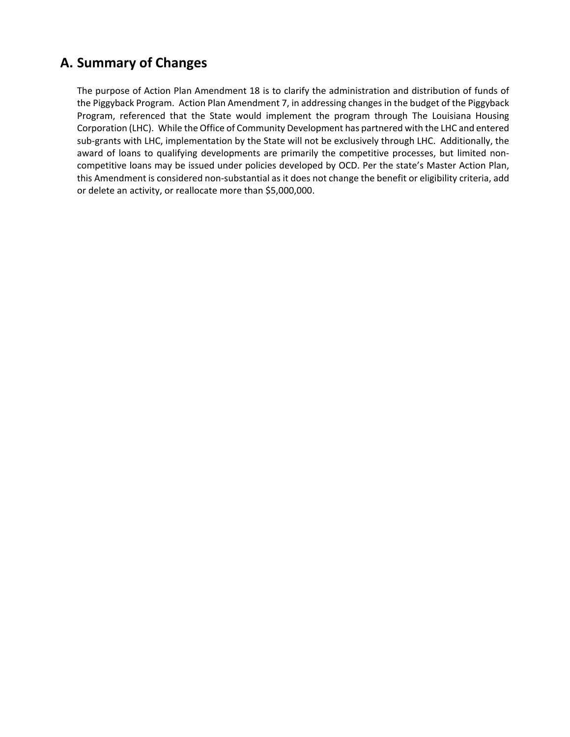## A. Summary of Changes

The purpose of Action Plan Amendment 18 is to clarify the administration and distribution of funds of the Piggyback Program. Action Plan Amendment 7, in addressing changes in the budget of the Piggyback Program, referenced that the State would implement the program through The Louisiana Housing Corporation (LHC). While the Office of Community Development has partnered with the LHC and entered sub-grants with LHC, implementation by the State will not be exclusively through LHC. Additionally, the award of loans to qualifying developments are primarily the competitive processes, but limited non-competitive loans may be issued under policies developed by OCD. Per the state's Master Action Plan, this Amendment is considered non-substantial as it does not change the benefit or eligibility criteria, add or delete an activity, or reallocate more than $5,000,000.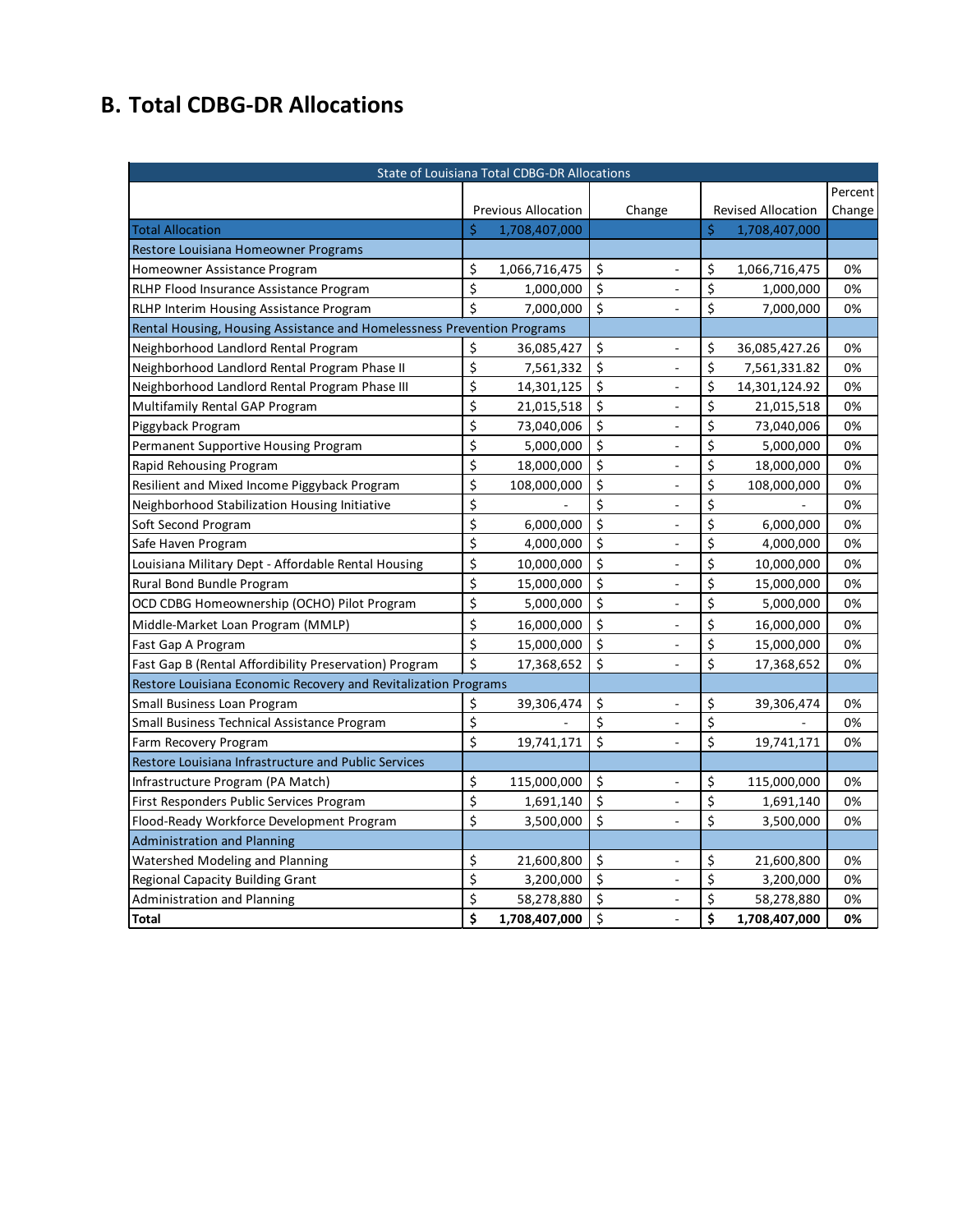## B. Total CDBG-DR Allocations

| State of Louisiana Total CDBG-DR Allocations | | | | |
|---|---|---|---|---|
| | Previous Allocation | Change | Revised Allocation | Percent Change |
| Total Allocation | $ 1,708,407,000 | | $ 1,708,407,000 | |
| Restore Louisiana Homeowner Programs | | | | |
| Homeowner Assistance Program | $ 1,066,716,475 | $ - | $ 1,066,716,475 | 0% |
| RLHP Flood Insurance Assistance Program | $ 1,000,000 | $ - | $ 1,000,000 | 0% |
| RLHP Interim Housing Assistance Program | $ 7,000,000 | $ - | $ 7,000,000 | 0% |
| Rental Housing, Housing Assistance and Homelessness Prevention Programs | | | | |
| Neighborhood Landlord Rental Program | $ 36,085,427 | $ - | $ 36,085,427.26 | 0% |
| Neighborhood Landlord Rental Program Phase II | $ 7,561,332 | $ - | $ 7,561,331.82 | 0% |
| Neighborhood Landlord Rental Program Phase III | $ 14,301,125 | $ - | $ 14,301,124.92 | 0% |
| Multifamily Rental GAP Program | $ 21,015,518 | $ - | $ 21,015,518 | 0% |
| Piggyback Program | $ 73,040,006 | $ - | $ 73,040,006 | 0% |
| Permanent Supportive Housing Program | $ 5,000,000 | $ - | $ 5,000,000 | 0% |
| Rapid Rehousing Program | $ 18,000,000 | $ - | $ 18,000,000 | 0% |
| Resilient and Mixed Income Piggyback Program | $ 108,000,000 | $ - | $ 108,000,000 | 0% |
| Neighborhood Stabilization Housing Initiative | $ - | $ - | $ - | 0% |
| Soft Second Program | $ 6,000,000 | $ - | $ 6,000,000 | 0% |
| Safe Haven Program | $ 4,000,000 | $ - | $ 4,000,000 | 0% |
| Louisiana Military Dept - Affordable Rental Housing | $ 10,000,000 | $ - | $ 10,000,000 | 0% |
| Rural Bond Bundle Program | $ 15,000,000 | $ - | $ 15,000,000 | 0% |
| OCD CDBG Homeownership (OCHO) Pilot Program | $ 5,000,000 | $ - | $ 5,000,000 | 0% |
| Middle-Market Loan Program (MMLP) | $ 16,000,000 | $ - | $ 16,000,000 | 0% |
| Fast Gap A Program | $ 15,000,000 | $ - | $ 15,000,000 | 0% |
| Fast Gap B (Rental Affordibility Preservation) Program | $ 17,368,652 | $ - | $ 17,368,652 | 0% |
| Restore Louisiana Economic Recovery and Revitalization Programs | | | | |
| Small Business Loan Program | $ 39,306,474 | $ - | $ 39,306,474 | 0% |
| Small Business Technical Assistance Program | $ - | $ - | $ - | 0% |
| Farm Recovery Program | $ 19,741,171 | $ - | $ 19,741,171 | 0% |
| Restore Louisiana Infrastructure and Public Services | | | | |
| Infrastructure Program (PA Match) | $ 115,000,000 | $ - | $ 115,000,000 | 0% |
| First Responders Public Services Program | $ 1,691,140 | $ - | $ 1,691,140 | 0% |
| Flood-Ready Workforce Development Program | $ 3,500,000 | $ - | $ 3,500,000 | 0% |
| Administration and Planning | | | | |
| Watershed Modeling and Planning | $ 21,600,800 | $ - | $ 21,600,800 | 0% |
| Regional Capacity Building Grant | $ 3,200,000 | $ - | $ 3,200,000 | 0% |
| Administration and Planning | $ 58,278,880 | $ - | $ 58,278,880 | 0% |
| **Total** | **$ 1,708,407,000** | $ - | **$ 1,708,407,000** | **0%** |